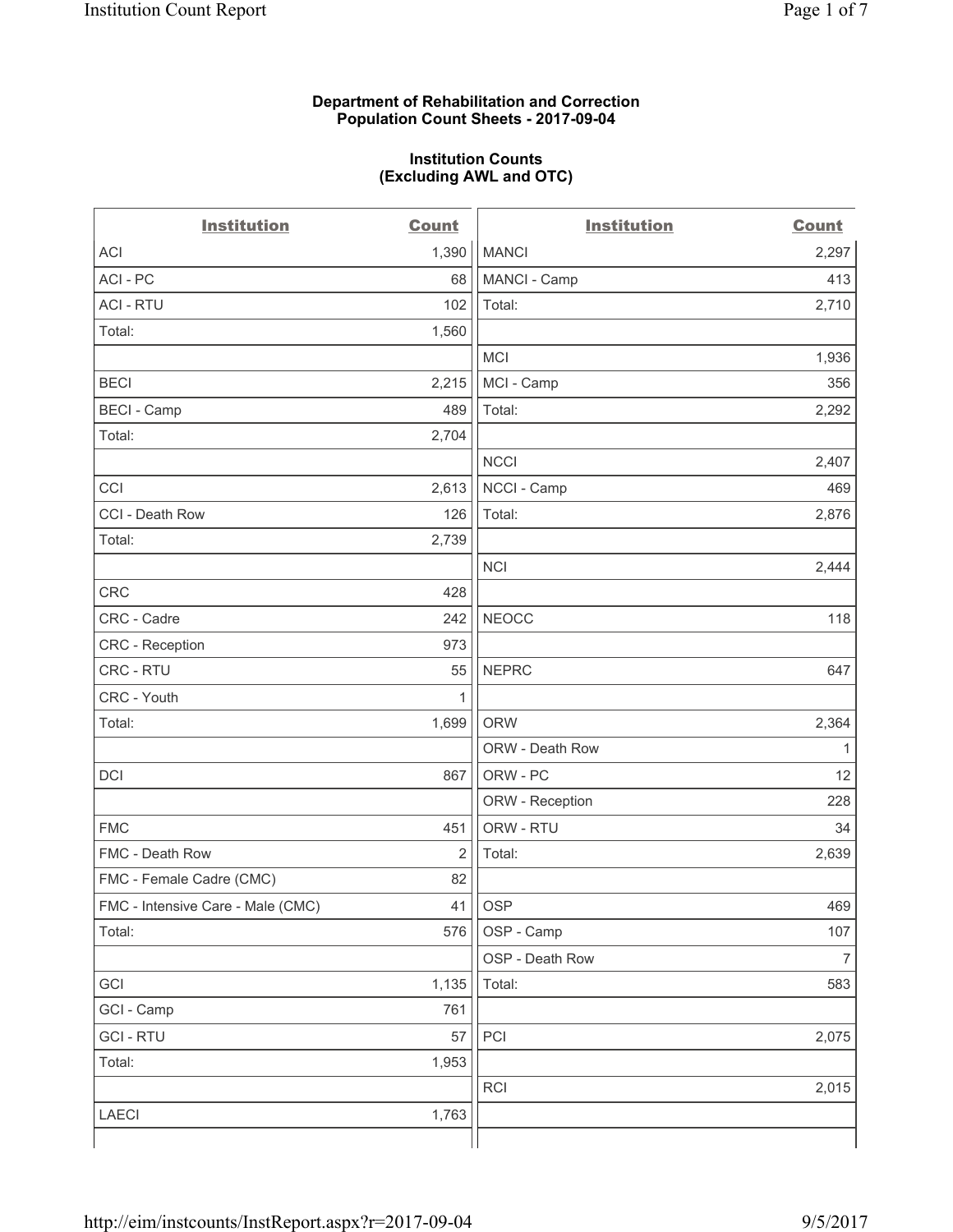**Department of Rehabilitation and Correction**
**Population Count Sheets - 2017-09-04**

**Institution Counts**
**(Excluding AWL and OTC)**

| Institution | Count | Institution | Count |
|---|---|---|---|
| ACI | 1,390 | MANCI | 2,297 |
| ACI - PC | 68 | MANCI - Camp | 413 |
| ACI - RTU | 102 | Total: | 2,710 |
| Total: | 1,560 | | |
| | | MCI | 1,936 |
| BECI | 2,215 | MCI - Camp | 356 |
| BECI - Camp | 489 | Total: | 2,292 |
| Total: | 2,704 | | |
| | | NCCI | 2,407 |
| CCI | 2,613 | NCCI - Camp | 469 |
| CCI - Death Row | 126 | Total: | 2,876 |
| Total: | 2,739 | | |
| | | NCI | 2,444 |
| CRC | 428 | | |
| CRC - Cadre | 242 | NEOCC | 118 |
| CRC - Reception | 973 | | |
| CRC - RTU | 55 | NEPRC | 647 |
| CRC - Youth | 1 | | |
| Total: | 1,699 | ORW | 2,364 |
| | | ORW - Death Row | 1 |
| DCI | 867 | ORW - PC | 12 |
| | | ORW - Reception | 228 |
| FMC | 451 | ORW - RTU | 34 |
| FMC - Death Row | 2 | Total: | 2,639 |
| FMC - Female Cadre (CMC) | 82 | | |
| FMC - Intensive Care - Male (CMC) | 41 | OSP | 469 |
| Total: | 576 | OSP - Camp | 107 |
| | | OSP - Death Row | 7 |
| GCI | 1,135 | Total: | 583 |
| GCI - Camp | 761 | | |
| GCI - RTU | 57 | PCI | 2,075 |
| Total: | 1,953 | | |
| | | RCI | 2,015 |
| LAECI | 1,763 | | |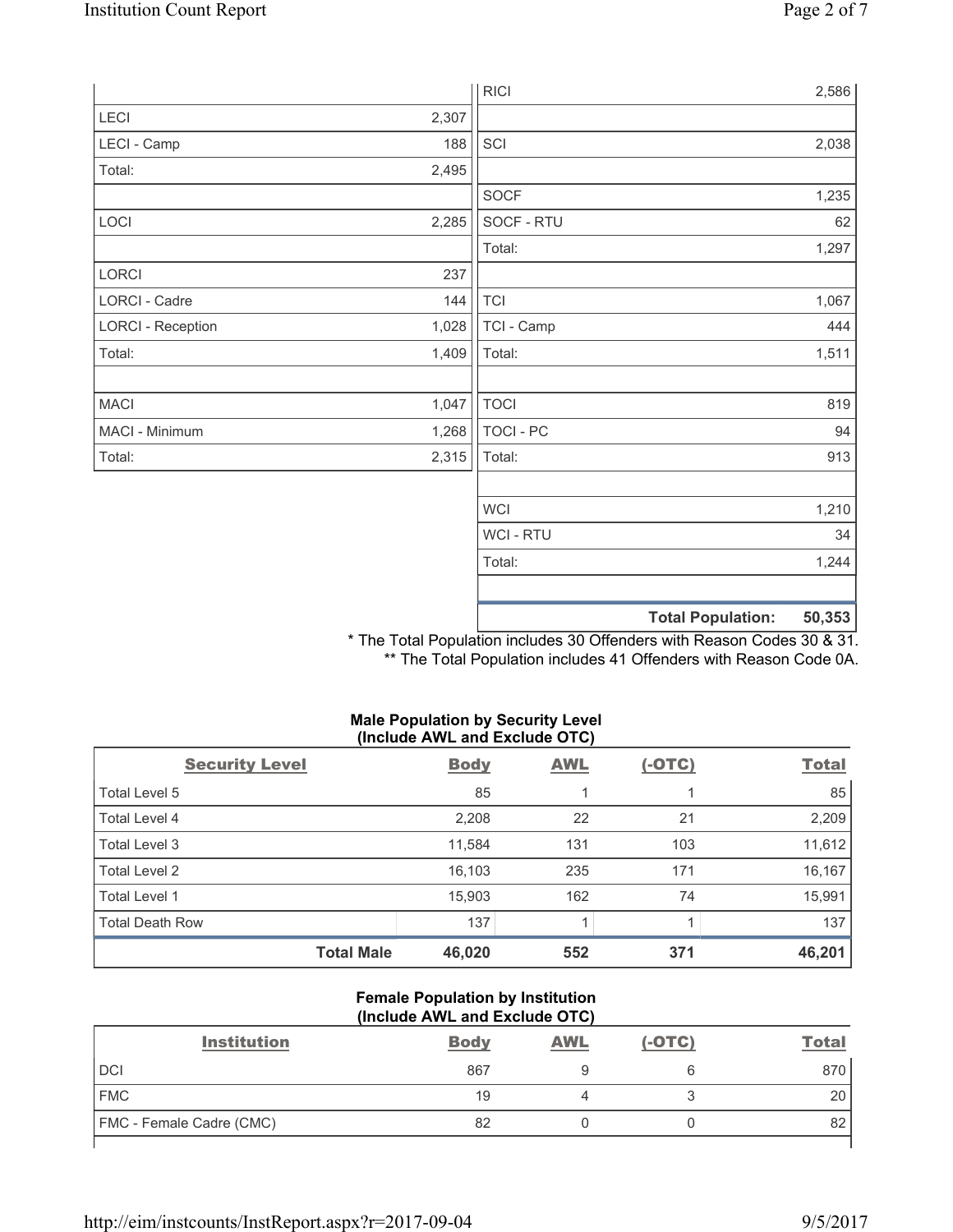| Institution | Count |
|---|---|
| LECI | 2,307 |
| LECI - Camp | 188 |
| Total: | 2,495 |
| | |
| LOCI | 2,285 |
| | |
| LORCI | 237 |
| LORCI - Cadre | 144 |
| LORCI - Reception | 1,028 |
| Total: | 1,409 |
| | |
| MACI | 1,047 |
| MACI - Minimum | 1,268 |
| Total: | 2,315 |

| Institution | Count |
|---|---|
| RICI | 2,586 |
| | |
| SCI | 2,038 |
| | |
| SOCF | 1,235 |
| SOCF - RTU | 62 |
| Total: | 1,297 |
| | |
| TCI | 1,067 |
| TCI - Camp | 444 |
| Total: | 1,511 |
| | |
| TOCI | 819 |
| TOCI - PC | 94 |
| Total: | 913 |
| | |
| WCI | 1,210 |
| WCI - RTU | 34 |
| Total: | 1,244 |
| | |
| **Total Population:** | **50,353** |

\* The Total Population includes 30 Offenders with Reason Codes 30 & 31.

\*\* The Total Population includes 41 Offenders with Reason Code 0A.

**Male Population by Security Level (Include AWL and Exclude OTC)**

| Security Level | Body | AWL | (-OTC) | Total |
|---|---|---|---|---|
| Total Level 5 | 85 | 1 | 1 | 85 |
| Total Level 4 | 2,208 | 22 | 21 | 2,209 |
| Total Level 3 | 11,584 | 131 | 103 | 11,612 |
| Total Level 2 | 16,103 | 235 | 171 | 16,167 |
| Total Level 1 | 15,903 | 162 | 74 | 15,991 |
| Total Death Row | 137 | 1 | 1 | 137 |
| **Total Male** | **46,020** | **552** | **371** | **46,201** |

**Female Population by Institution (Include AWL and Exclude OTC)**

| Institution | Body | AWL | (-OTC) | Total |
|---|---|---|---|---|
| DCI | 867 | 9 | 6 | 870 |
| FMC | 19 | 4 | 3 | 20 |
| FMC - Female Cadre (CMC) | 82 | 0 | 0 | 82 |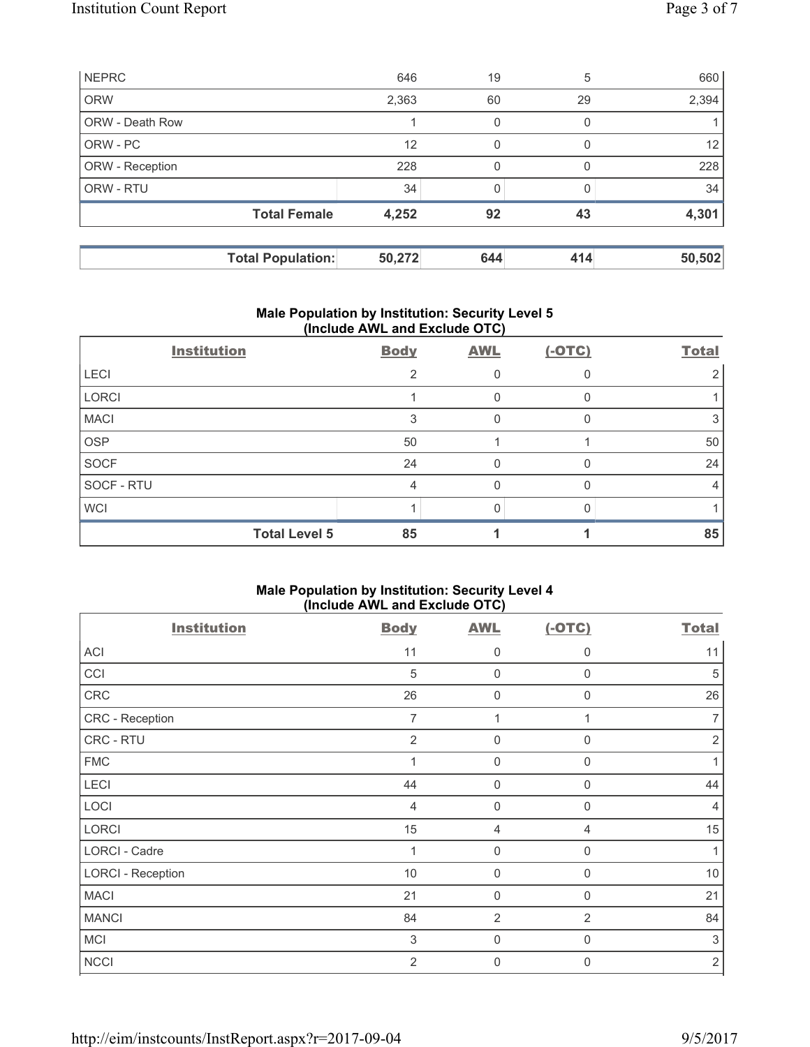| | Body | AWL | (-OTC) | Total |
|---|---|---|---|---|
| NEPRC | 646 | 19 | 5 | 660 |
| ORW | 2,363 | 60 | 29 | 2,394 |
| ORW - Death Row | 1 | 0 | 0 | 1 |
| ORW - PC | 12 | 0 | 0 | 12 |
| ORW - Reception | 228 | 0 | 0 | 228 |
| ORW - RTU | 34 | 0 | 0 | 34 |
| **Total Female** | **4,252** | **92** | **43** | **4,301** |
| | | | | |
| **Total Population:** | **50,272** | **644** | **414** | **50,502** |

### Male Population by Institution: Security Level 5 (Include AWL and Exclude OTC)

| Institution | Body | AWL | (-OTC) | Total |
|---|---|---|---|---|
| LECI | 2 | 0 | 0 | 2 |
| LORCI | 1 | 0 | 0 | 1 |
| MACI | 3 | 0 | 0 | 3 |
| OSP | 50 | 1 | 1 | 50 |
| SOCF | 24 | 0 | 0 | 24 |
| SOCF - RTU | 4 | 0 | 0 | 4 |
| WCI | 1 | 0 | 0 | 1 |
| **Total Level 5** | **85** | **1** | **1** | **85** |

### Male Population by Institution: Security Level 4 (Include AWL and Exclude OTC)

| Institution | Body | AWL | (-OTC) | Total |
|---|---|---|---|---|
| ACI | 11 | 0 | 0 | 11 |
| CCI | 5 | 0 | 0 | 5 |
| CRC | 26 | 0 | 0 | 26 |
| CRC - Reception | 7 | 1 | 1 | 7 |
| CRC - RTU | 2 | 0 | 0 | 2 |
| FMC | 1 | 0 | 0 | 1 |
| LECI | 44 | 0 | 0 | 44 |
| LOCI | 4 | 0 | 0 | 4 |
| LORCI | 15 | 4 | 4 | 15 |
| LORCI - Cadre | 1 | 0 | 0 | 1 |
| LORCI - Reception | 10 | 0 | 0 | 10 |
| MACI | 21 | 0 | 0 | 21 |
| MANCI | 84 | 2 | 2 | 84 |
| MCI | 3 | 0 | 0 | 3 |
| NCCI | 2 | 0 | 0 | 2 |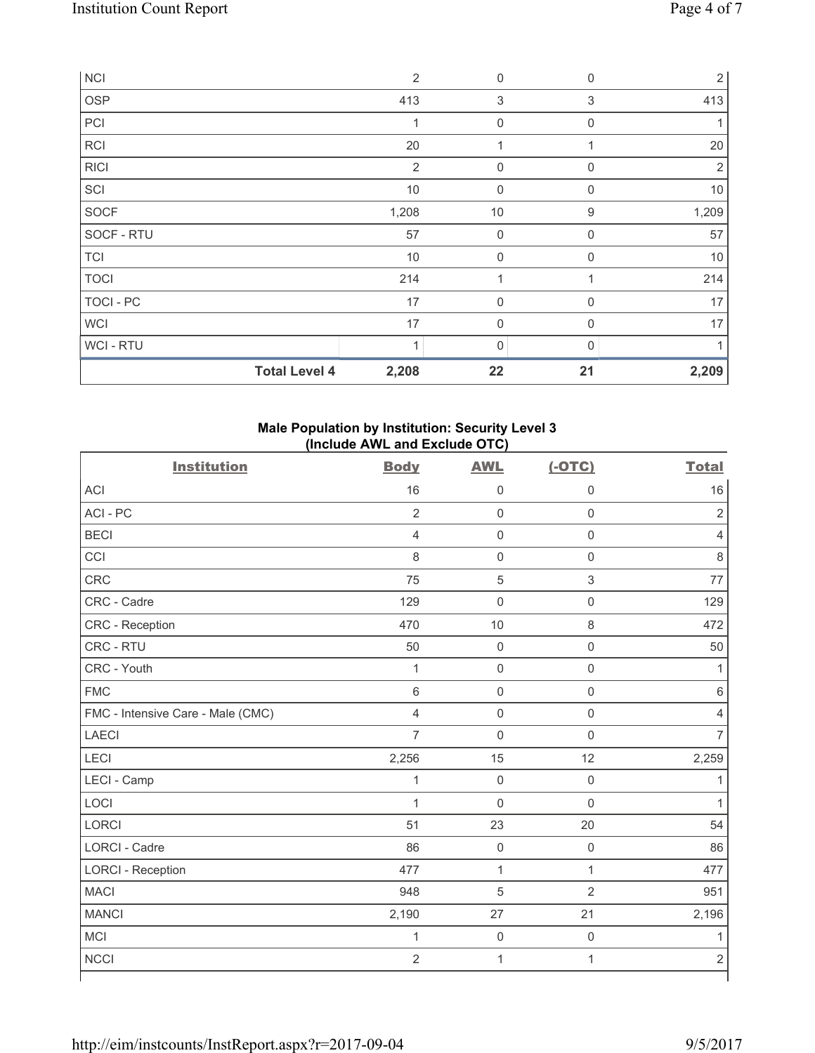| | | | | |
|---|---|---|---|---|
| NCI | 2 | 0 | 0 | 2 |
| OSP | 413 | 3 | 3 | 413 |
| PCI | 1 | 0 | 0 | 1 |
| RCI | 20 | 1 | 1 | 20 |
| RICI | 2 | 0 | 0 | 2 |
| SCI | 10 | 0 | 0 | 10 |
| SOCF | 1,208 | 10 | 9 | 1,209 |
| SOCF - RTU | 57 | 0 | 0 | 57 |
| TCI | 10 | 0 | 0 | 10 |
| TOCI | 214 | 1 | 1 | 214 |
| TOCI - PC | 17 | 0 | 0 | 17 |
| WCI | 17 | 0 | 0 | 17 |
| WCI - RTU | 1 | 0 | 0 | 1 |
| **Total Level 4** | **2,208** | **22** | **21** | **2,209** |

**Male Population by Institution: Security Level 3 (Include AWL and Exclude OTC)**

| Institution | Body | AWL | (-OTC) | Total |
|---|---|---|---|---|
| ACI | 16 | 0 | 0 | 16 |
| ACI - PC | 2 | 0 | 0 | 2 |
| BECI | 4 | 0 | 0 | 4 |
| CCI | 8 | 0 | 0 | 8 |
| CRC | 75 | 5 | 3 | 77 |
| CRC - Cadre | 129 | 0 | 0 | 129 |
| CRC - Reception | 470 | 10 | 8 | 472 |
| CRC - RTU | 50 | 0 | 0 | 50 |
| CRC - Youth | 1 | 0 | 0 | 1 |
| FMC | 6 | 0 | 0 | 6 |
| FMC - Intensive Care - Male (CMC) | 4 | 0 | 0 | 4 |
| LAECI | 7 | 0 | 0 | 7 |
| LECI | 2,256 | 15 | 12 | 2,259 |
| LECI - Camp | 1 | 0 | 0 | 1 |
| LOCI | 1 | 0 | 0 | 1 |
| LORCI | 51 | 23 | 20 | 54 |
| LORCI - Cadre | 86 | 0 | 0 | 86 |
| LORCI - Reception | 477 | 1 | 1 | 477 |
| MACI | 948 | 5 | 2 | 951 |
| MANCI | 2,190 | 27 | 21 | 2,196 |
| MCI | 1 | 0 | 0 | 1 |
| NCCI | 2 | 1 | 1 | 2 |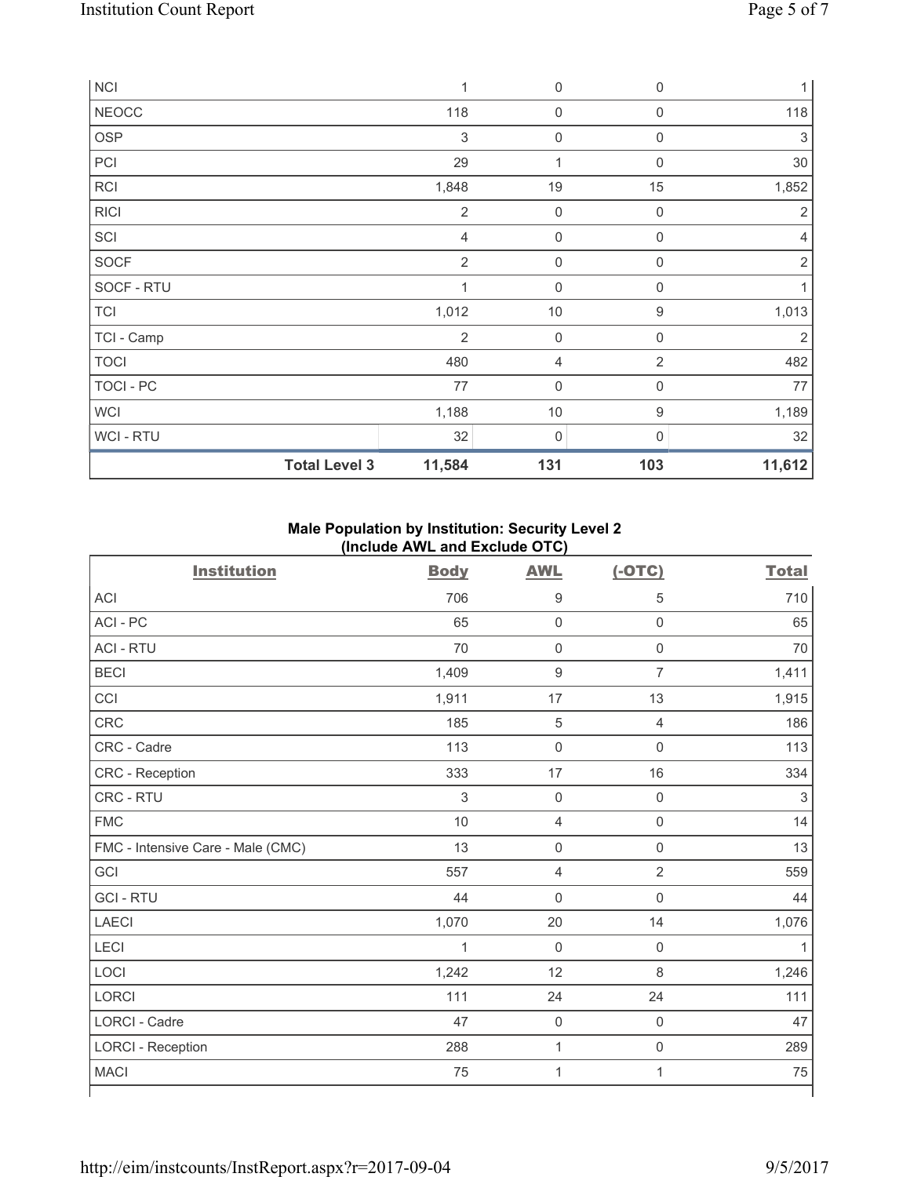| | | | | |
|---|---|---|---|---|
| NCI | 1 | 0 | 0 | 1 |
| NEOCC | 118 | 0 | 0 | 118 |
| OSP | 3 | 0 | 0 | 3 |
| PCI | 29 | 1 | 0 | 30 |
| RCI | 1,848 | 19 | 15 | 1,852 |
| RICI | 2 | 0 | 0 | 2 |
| SCI | 4 | 0 | 0 | 4 |
| SOCF | 2 | 0 | 0 | 2 |
| SOCF - RTU | 1 | 0 | 0 | 1 |
| TCI | 1,012 | 10 | 9 | 1,013 |
| TCI - Camp | 2 | 0 | 0 | 2 |
| TOCI | 480 | 4 | 2 | 482 |
| TOCI - PC | 77 | 0 | 0 | 77 |
| WCI | 1,188 | 10 | 9 | 1,189 |
| WCI - RTU | 32 | 0 | 0 | 32 |
| **Total Level 3** | **11,584** | **131** | **103** | **11,612** |

### Male Population by Institution: Security Level 2 (Include AWL and Exclude OTC)

| Institution | Body | AWL | (-OTC) | Total |
|---|---|---|---|---|
| ACI | 706 | 9 | 5 | 710 |
| ACI - PC | 65 | 0 | 0 | 65 |
| ACI - RTU | 70 | 0 | 0 | 70 |
| BECI | 1,409 | 9 | 7 | 1,411 |
| CCI | 1,911 | 17 | 13 | 1,915 |
| CRC | 185 | 5 | 4 | 186 |
| CRC - Cadre | 113 | 0 | 0 | 113 |
| CRC - Reception | 333 | 17 | 16 | 334 |
| CRC - RTU | 3 | 0 | 0 | 3 |
| FMC | 10 | 4 | 0 | 14 |
| FMC - Intensive Care - Male (CMC) | 13 | 0 | 0 | 13 |
| GCI | 557 | 4 | 2 | 559 |
| GCI - RTU | 44 | 0 | 0 | 44 |
| LAECI | 1,070 | 20 | 14 | 1,076 |
| LECI | 1 | 0 | 0 | 1 |
| LOCI | 1,242 | 12 | 8 | 1,246 |
| LORCI | 111 | 24 | 24 | 111 |
| LORCI - Cadre | 47 | 0 | 0 | 47 |
| LORCI - Reception | 288 | 1 | 0 | 289 |
| MACI | 75 | 1 | 1 | 75 |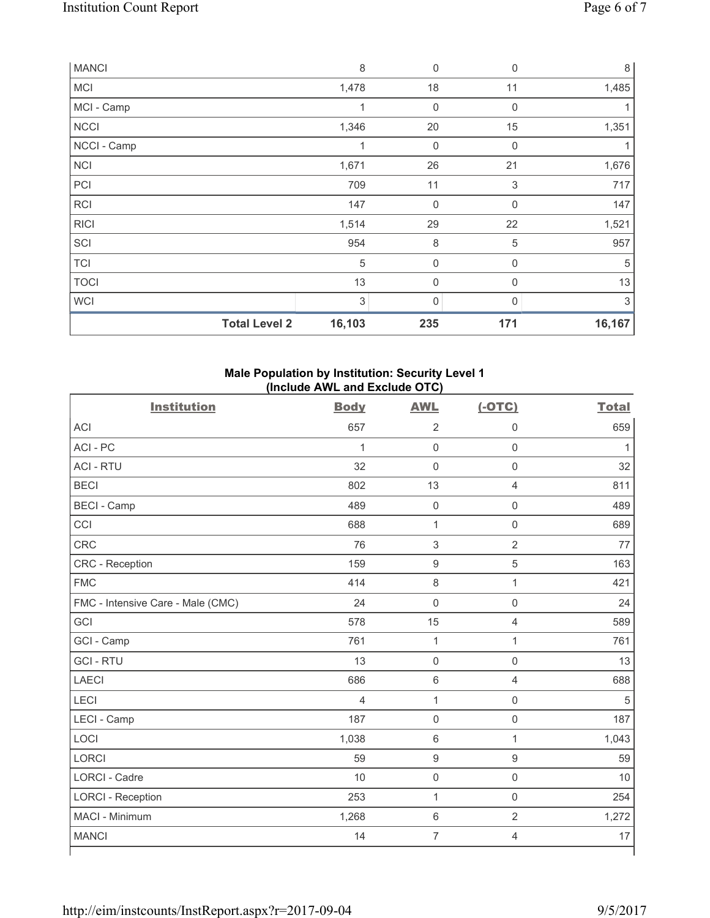| | | | | |
|---|---|---|---|---|
| MANCI | 8 | 0 | 0 | 8 |
| MCI | 1,478 | 18 | 11 | 1,485 |
| MCI - Camp | 1 | 0 | 0 | 1 |
| NCCI | 1,346 | 20 | 15 | 1,351 |
| NCCI - Camp | 1 | 0 | 0 | 1 |
| NCI | 1,671 | 26 | 21 | 1,676 |
| PCI | 709 | 11 | 3 | 717 |
| RCI | 147 | 0 | 0 | 147 |
| RICI | 1,514 | 29 | 22 | 1,521 |
| SCI | 954 | 8 | 5 | 957 |
| TCI | 5 | 0 | 0 | 5 |
| TOCI | 13 | 0 | 0 | 13 |
| WCI | 3 | 0 | 0 | 3 |
| **Total Level 2** | **16,103** | **235** | **171** | **16,167** |

**Male Population by Institution: Security Level 1 (Include AWL and Exclude OTC)**

| Institution | Body | AWL | (-OTC) | Total |
|---|---|---|---|---|
| ACI | 657 | 2 | 0 | 659 |
| ACI - PC | 1 | 0 | 0 | 1 |
| ACI - RTU | 32 | 0 | 0 | 32 |
| BECI | 802 | 13 | 4 | 811 |
| BECI - Camp | 489 | 0 | 0 | 489 |
| CCI | 688 | 1 | 0 | 689 |
| CRC | 76 | 3 | 2 | 77 |
| CRC - Reception | 159 | 9 | 5 | 163 |
| FMC | 414 | 8 | 1 | 421 |
| FMC - Intensive Care - Male (CMC) | 24 | 0 | 0 | 24 |
| GCI | 578 | 15 | 4 | 589 |
| GCI - Camp | 761 | 1 | 1 | 761 |
| GCI - RTU | 13 | 0 | 0 | 13 |
| LAECI | 686 | 6 | 4 | 688 |
| LECI | 4 | 1 | 0 | 5 |
| LECI - Camp | 187 | 0 | 0 | 187 |
| LOCI | 1,038 | 6 | 1 | 1,043 |
| LORCI | 59 | 9 | 9 | 59 |
| LORCI - Cadre | 10 | 0 | 0 | 10 |
| LORCI - Reception | 253 | 1 | 0 | 254 |
| MACI - Minimum | 1,268 | 6 | 2 | 1,272 |
| MANCI | 14 | 7 | 4 | 17 |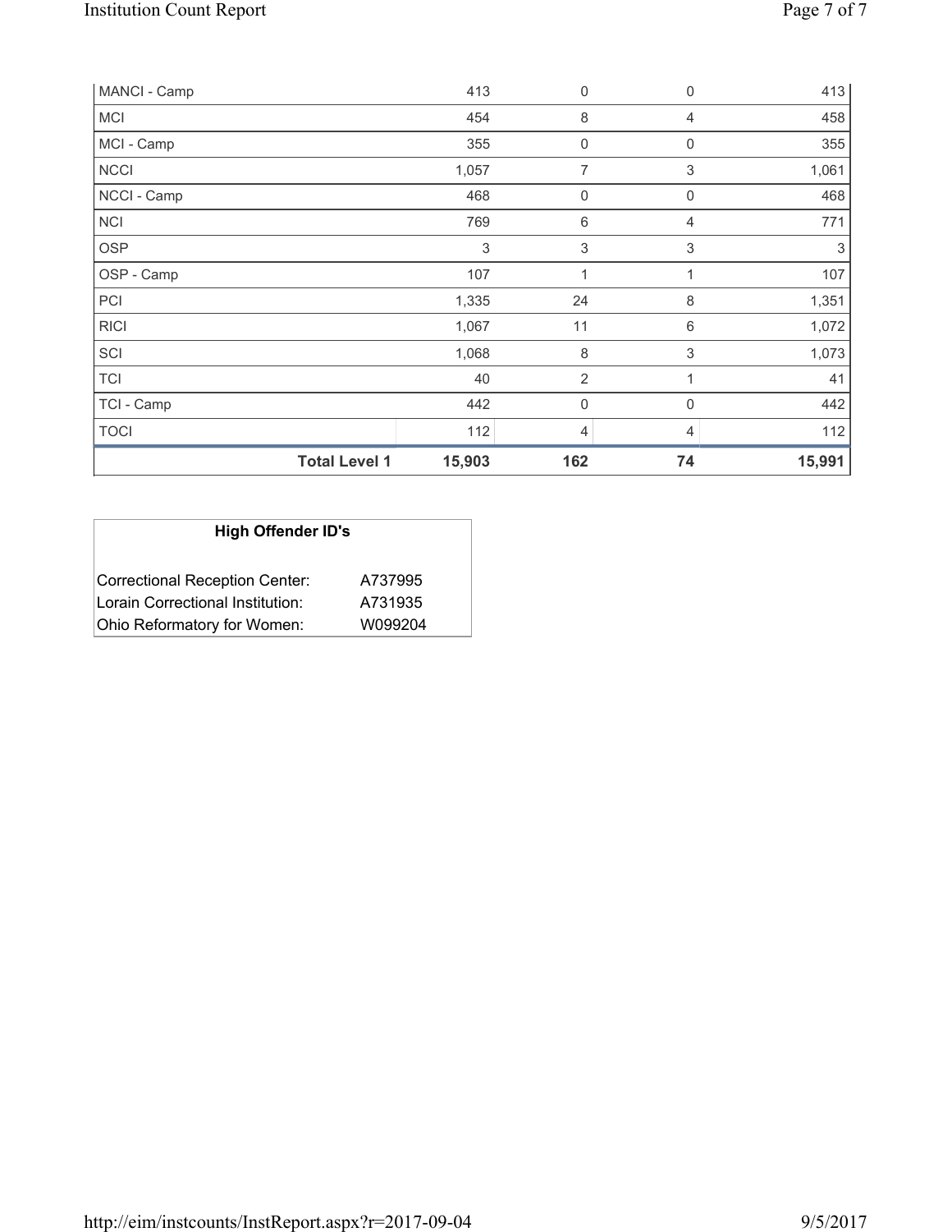| | | | | |
|---|---|---|---|---|
| MANCI - Camp | 413 | 0 | 0 | 413 |
| MCI | 454 | 8 | 4 | 458 |
| MCI - Camp | 355 | 0 | 0 | 355 |
| NCCI | 1,057 | 7 | 3 | 1,061 |
| NCCI - Camp | 468 | 0 | 0 | 468 |
| NCI | 769 | 6 | 4 | 771 |
| OSP | 3 | 3 | 3 | 3 |
| OSP - Camp | 107 | 1 | 1 | 107 |
| PCI | 1,335 | 24 | 8 | 1,351 |
| RICI | 1,067 | 11 | 6 | 1,072 |
| SCI | 1,068 | 8 | 3 | 1,073 |
| TCI | 40 | 2 | 1 | 41 |
| TCI - Camp | 442 | 0 | 0 | 442 |
| TOCI | 112 | 4 | 4 | 112 |
| **Total Level 1** | **15,903** | **162** | **74** | **15,991** |

| High Offender ID's | |
|---|---|
| Correctional Reception Center: | A737995 |
| Lorain Correctional Institution: | A731935 |
| Ohio Reformatory for Women: | W099204 |